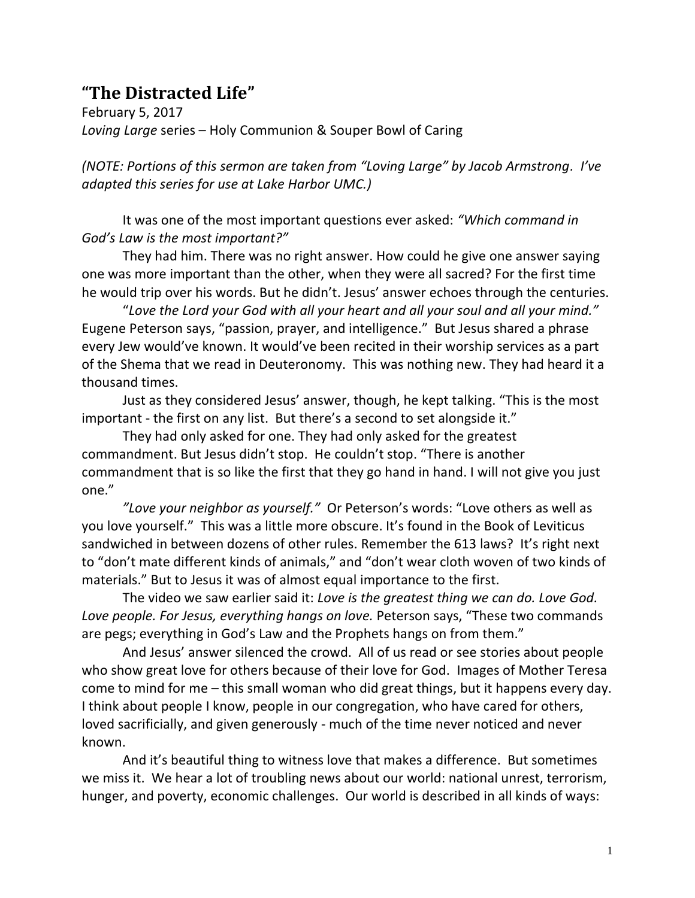# "The Distracted Life"

February 5, 2017
*Loving Large* series – Holy Communion & Souper Bowl of Caring

*(NOTE: Portions of this sermon are taken from "Loving Large" by Jacob Armstrong. I've adapted this series for use at Lake Harbor UMC.)*

It was one of the most important questions ever asked: *"Which command in God's Law is the most important?"*

They had him. There was no right answer. How could he give one answer saying one was more important than the other, when they were all sacred? For the first time he would trip over his words. But he didn't. Jesus' answer echoes through the centuries.

"*Love the Lord your God with all your heart and all your soul and all your mind."* Eugene Peterson says, "passion, prayer, and intelligence." But Jesus shared a phrase every Jew would've known. It would've been recited in their worship services as a part of the Shema that we read in Deuteronomy. This was nothing new. They had heard it a thousand times.

Just as they considered Jesus' answer, though, he kept talking. "This is the most important - the first on any list. But there's a second to set alongside it."

They had only asked for one. They had only asked for the greatest commandment. But Jesus didn't stop. He couldn't stop. "There is another commandment that is so like the first that they go hand in hand. I will not give you just one."

*"Love your neighbor as yourself."* Or Peterson's words: "Love others as well as you love yourself." This was a little more obscure. It's found in the Book of Leviticus sandwiched in between dozens of other rules. Remember the 613 laws? It's right next to "don't mate different kinds of animals," and "don't wear cloth woven of two kinds of materials." But to Jesus it was of almost equal importance to the first.

The video we saw earlier said it: *Love is the greatest thing we can do. Love God. Love people. For Jesus, everything hangs on love.* Peterson says, "These two commands are pegs; everything in God's Law and the Prophets hangs on from them."

And Jesus' answer silenced the crowd. All of us read or see stories about people who show great love for others because of their love for God. Images of Mother Teresa come to mind for me – this small woman who did great things, but it happens every day. I think about people I know, people in our congregation, who have cared for others, loved sacrificially, and given generously - much of the time never noticed and never known.

And it's beautiful thing to witness love that makes a difference. But sometimes we miss it. We hear a lot of troubling news about our world: national unrest, terrorism, hunger, and poverty, economic challenges. Our world is described in all kinds of ways: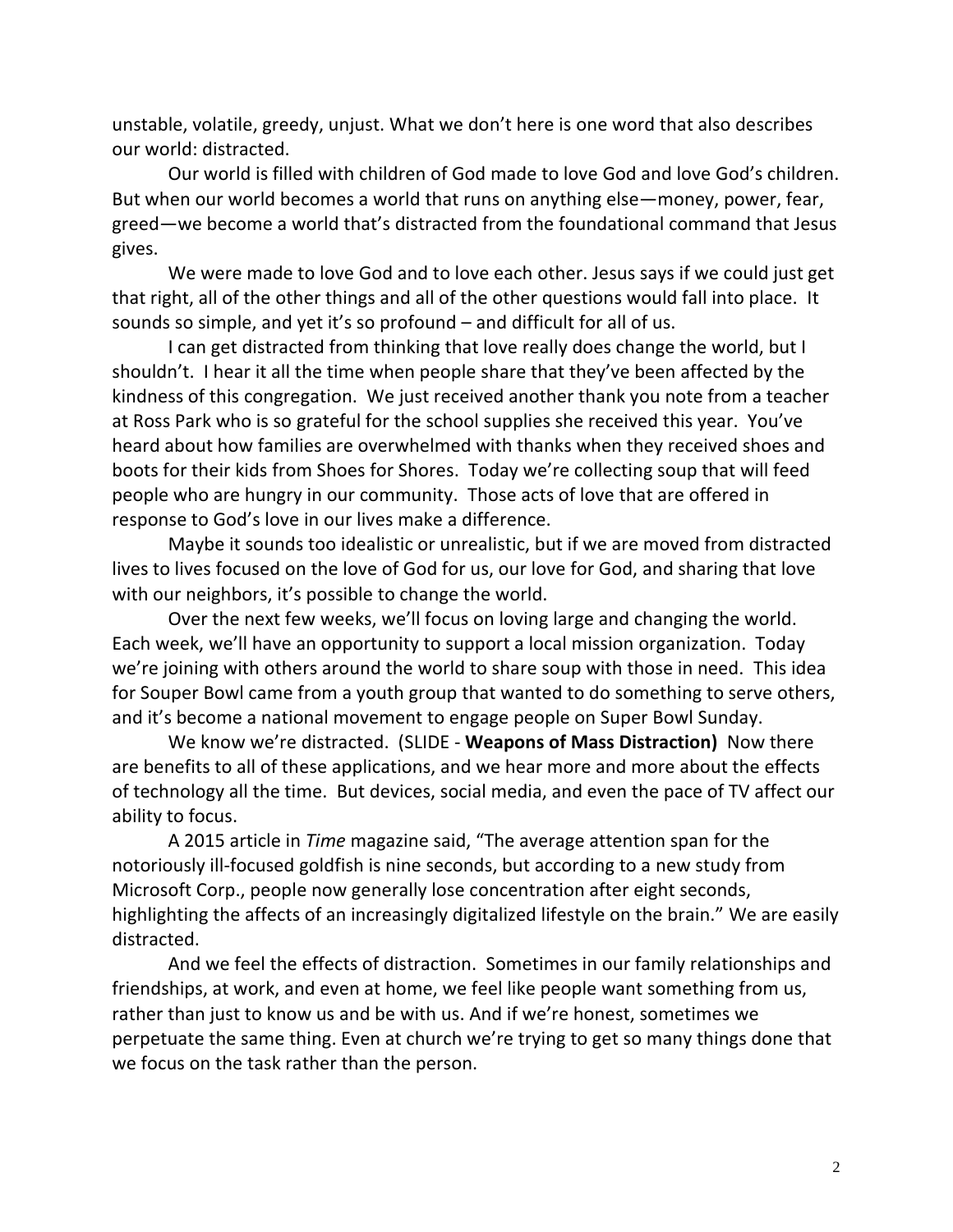unstable, volatile, greedy, unjust. What we don't here is one word that also describes our world: distracted.

Our world is filled with children of God made to love God and love God's children. But when our world becomes a world that runs on anything else—money, power, fear, greed—we become a world that's distracted from the foundational command that Jesus gives.

We were made to love God and to love each other. Jesus says if we could just get that right, all of the other things and all of the other questions would fall into place. It sounds so simple, and yet it's so profound – and difficult for all of us.

I can get distracted from thinking that love really does change the world, but I shouldn't. I hear it all the time when people share that they've been affected by the kindness of this congregation. We just received another thank you note from a teacher at Ross Park who is so grateful for the school supplies she received this year. You've heard about how families are overwhelmed with thanks when they received shoes and boots for their kids from Shoes for Shores. Today we're collecting soup that will feed people who are hungry in our community. Those acts of love that are offered in response to God's love in our lives make a difference.

Maybe it sounds too idealistic or unrealistic, but if we are moved from distracted lives to lives focused on the love of God for us, our love for God, and sharing that love with our neighbors, it's possible to change the world.

Over the next few weeks, we'll focus on loving large and changing the world. Each week, we'll have an opportunity to support a local mission organization. Today we're joining with others around the world to share soup with those in need. This idea for Souper Bowl came from a youth group that wanted to do something to serve others, and it's become a national movement to engage people on Super Bowl Sunday.

We know we're distracted. (SLIDE - **Weapons of Mass Distraction)** Now there are benefits to all of these applications, and we hear more and more about the effects of technology all the time. But devices, social media, and even the pace of TV affect our ability to focus.

A 2015 article in *Time* magazine said, "The average attention span for the notoriously ill-focused goldfish is nine seconds, but according to a new study from Microsoft Corp., people now generally lose concentration after eight seconds, highlighting the affects of an increasingly digitalized lifestyle on the brain." We are easily distracted.

And we feel the effects of distraction. Sometimes in our family relationships and friendships, at work, and even at home, we feel like people want something from us, rather than just to know us and be with us. And if we're honest, sometimes we perpetuate the same thing. Even at church we're trying to get so many things done that we focus on the task rather than the person.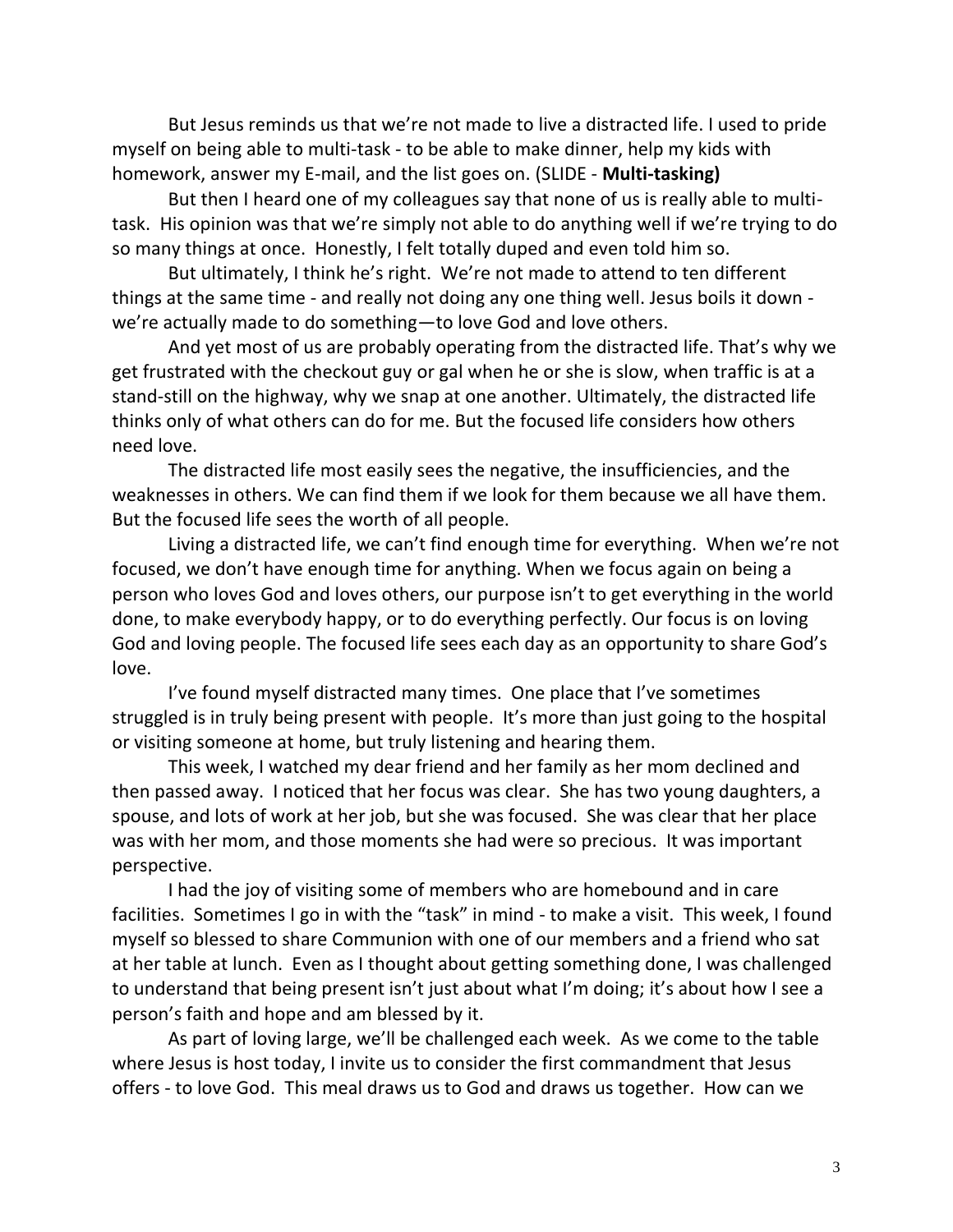But Jesus reminds us that we're not made to live a distracted life. I used to pride myself on being able to multi-task - to be able to make dinner, help my kids with homework, answer my E-mail, and the list goes on. (SLIDE - **Multi-tasking)**

But then I heard one of my colleagues say that none of us is really able to multi-task. His opinion was that we're simply not able to do anything well if we're trying to do so many things at once. Honestly, I felt totally duped and even told him so.

But ultimately, I think he's right. We're not made to attend to ten different things at the same time - and really not doing any one thing well. Jesus boils it down - we're actually made to do something—to love God and love others.

And yet most of us are probably operating from the distracted life. That's why we get frustrated with the checkout guy or gal when he or she is slow, when traffic is at a stand-still on the highway, why we snap at one another. Ultimately, the distracted life thinks only of what others can do for me. But the focused life considers how others need love.

The distracted life most easily sees the negative, the insufficiencies, and the weaknesses in others. We can find them if we look for them because we all have them. But the focused life sees the worth of all people.

Living a distracted life, we can't find enough time for everything. When we're not focused, we don't have enough time for anything. When we focus again on being a person who loves God and loves others, our purpose isn't to get everything in the world done, to make everybody happy, or to do everything perfectly. Our focus is on loving God and loving people. The focused life sees each day as an opportunity to share God's love.

I've found myself distracted many times. One place that I've sometimes struggled is in truly being present with people. It's more than just going to the hospital or visiting someone at home, but truly listening and hearing them.

This week, I watched my dear friend and her family as her mom declined and then passed away. I noticed that her focus was clear. She has two young daughters, a spouse, and lots of work at her job, but she was focused. She was clear that her place was with her mom, and those moments she had were so precious. It was important perspective.

I had the joy of visiting some of members who are homebound and in care facilities. Sometimes I go in with the "task" in mind - to make a visit. This week, I found myself so blessed to share Communion with one of our members and a friend who sat at her table at lunch. Even as I thought about getting something done, I was challenged to understand that being present isn't just about what I'm doing; it's about how I see a person's faith and hope and am blessed by it.

As part of loving large, we'll be challenged each week. As we come to the table where Jesus is host today, I invite us to consider the first commandment that Jesus offers - to love God. This meal draws us to God and draws us together. How can we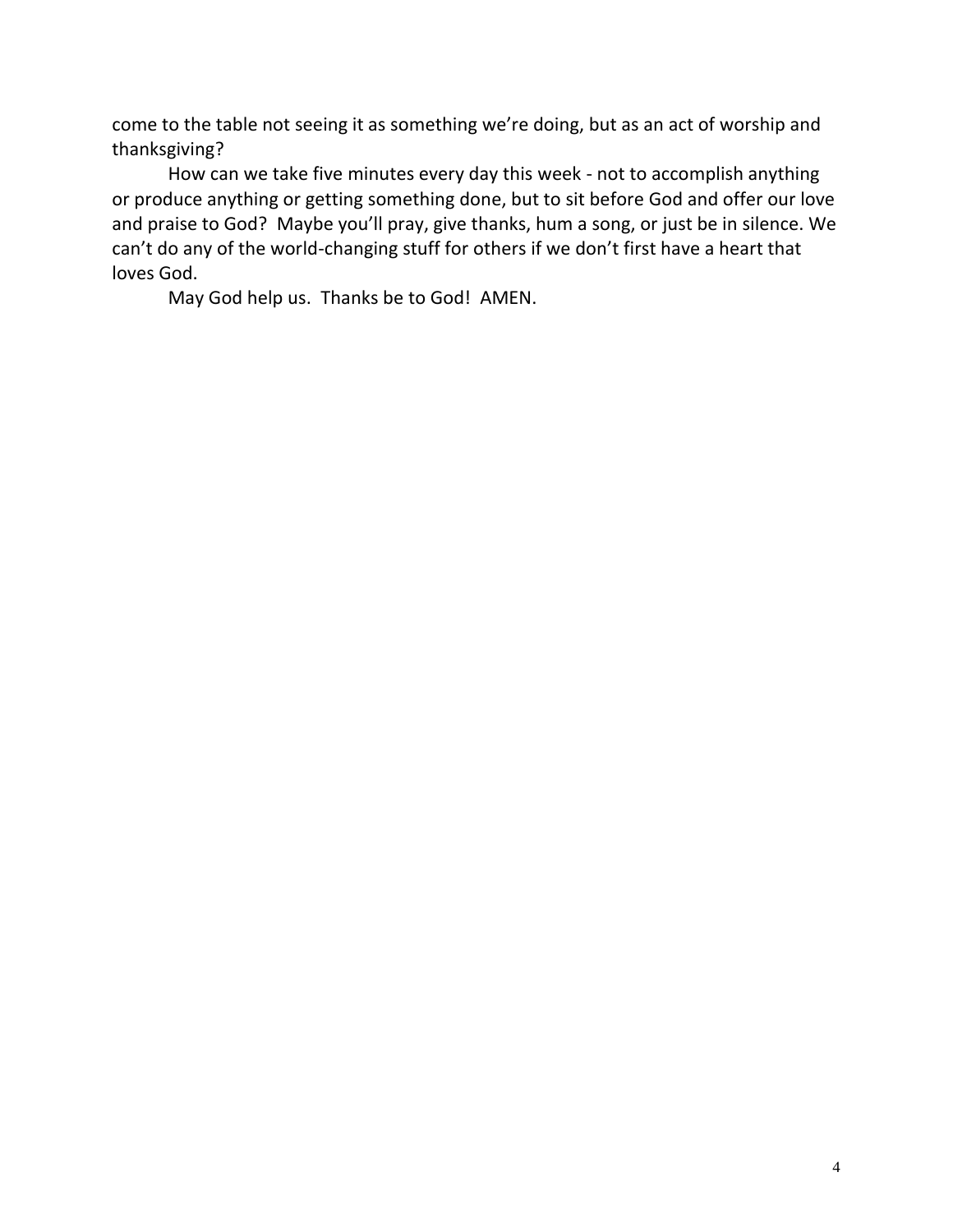come to the table not seeing it as something we're doing, but as an act of worship and thanksgiving?

How can we take five minutes every day this week - not to accomplish anything or produce anything or getting something done, but to sit before God and offer our love and praise to God? Maybe you'll pray, give thanks, hum a song, or just be in silence. We can't do any of the world-changing stuff for others if we don't first have a heart that loves God.

May God help us. Thanks be to God! AMEN.